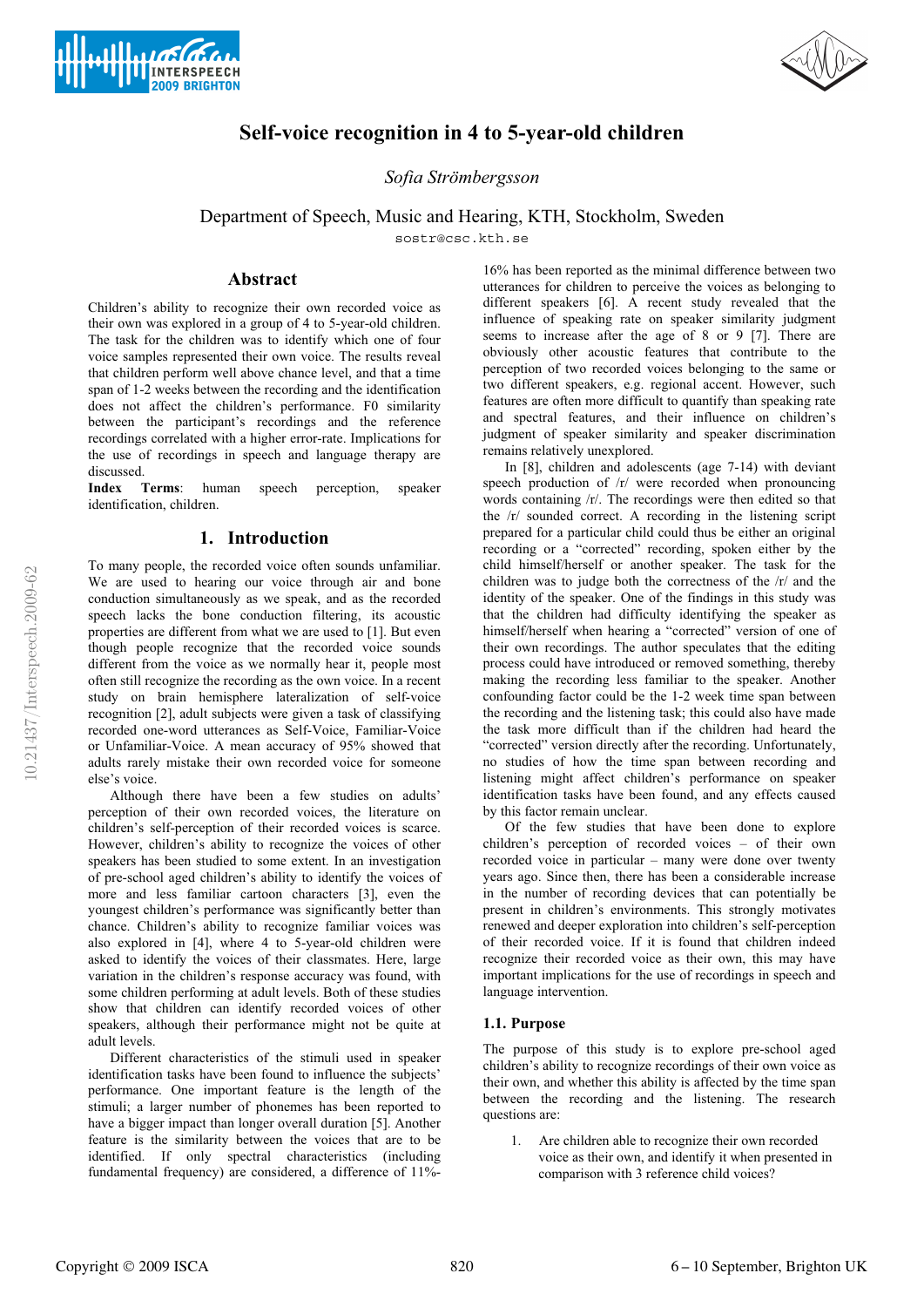# Self-voice recognition in 4 to 5-year-old children

*Sofia Strömbergsson*

Department of Speech, Music and Hearing, KTH, Stockholm, Sweden

sostr@csc.kth.se

## Abstract

Children's ability to recognize their own recorded voice as their own was explored in a group of 4 to 5-year-old children. The task for the children was to identify which one of four voice samples represented their own voice. The results reveal that children perform well above chance level, and that a time span of 1-2 weeks between the recording and the identification does not affect the children's performance. F0 similarity between the participant's recordings and the reference recordings correlated with a higher error-rate. Implications for the use of recordings in speech and language therapy are discussed.

**Index Terms**: human speech perception, speaker identification, children.

## 1. Introduction

To many people, the recorded voice often sounds unfamiliar. We are used to hearing our voice through air and bone conduction simultaneously as we speak, and as the recorded speech lacks the bone conduction filtering, its acoustic properties are different from what we are used to [1]. But even though people recognize that the recorded voice sounds different from the voice as we normally hear it, people most often still recognize the recording as the own voice. In a recent study on brain hemisphere lateralization of self-voice recognition [2], adult subjects were given a task of classifying recorded one-word utterances as Self-Voice, Familiar-Voice or Unfamiliar-Voice. A mean accuracy of 95% showed that adults rarely mistake their own recorded voice for someone else's voice.

Although there have been a few studies on adults' perception of their own recorded voices, the literature on children's self-perception of their recorded voices is scarce. However, children's ability to recognize the voices of other speakers has been studied to some extent. In an investigation of pre-school aged children's ability to identify the voices of more and less familiar cartoon characters [3], even the youngest children's performance was significantly better than chance. Children's ability to recognize familiar voices was also explored in [4], where 4 to 5-year-old children were asked to identify the voices of their classmates. Here, large variation in the children's response accuracy was found, with some children performing at adult levels. Both of these studies show that children can identify recorded voices of other speakers, although their performance might not be quite at adult levels.

Different characteristics of the stimuli used in speaker identification tasks have been found to influence the subjects' performance. One important feature is the length of the stimuli; a larger number of phonemes has been reported to have a bigger impact than longer overall duration [5]. Another feature is the similarity between the voices that are to be identified. If only spectral characteristics (including fundamental frequency) are considered, a difference of 11%-16% has been reported as the minimal difference between two utterances for children to perceive the voices as belonging to different speakers [6]. A recent study revealed that the influence of speaking rate on speaker similarity judgment seems to increase after the age of 8 or 9 [7]. There are obviously other acoustic features that contribute to the perception of two recorded voices belonging to the same or two different speakers, e.g. regional accent. However, such features are often more difficult to quantify than speaking rate and spectral features, and their influence on children's judgment of speaker similarity and speaker discrimination remains relatively unexplored.

In [8], children and adolescents (age 7-14) with deviant speech production of /r/ were recorded when pronouncing words containing /r/. The recordings were then edited so that the /r/ sounded correct. A recording in the listening script prepared for a particular child could thus be either an original recording or a "corrected" recording, spoken either by the child himself/herself or another speaker. The task for the children was to judge both the correctness of the /r/ and the identity of the speaker. One of the findings in this study was that the children had difficulty identifying the speaker as himself/herself when hearing a "corrected" version of one of their own recordings. The author speculates that the editing process could have introduced or removed something, thereby making the recording less familiar to the speaker. Another confounding factor could be the 1-2 week time span between the recording and the listening task; this could also have made the task more difficult than if the children had heard the "corrected" version directly after the recording. Unfortunately, no studies of how the time span between recording and listening might affect children's performance on speaker identification tasks have been found, and any effects caused by this factor remain unclear.

Of the few studies that have been done to explore children's perception of recorded voices – of their own recorded voice in particular – many were done over twenty years ago. Since then, there has been a considerable increase in the number of recording devices that can potentially be present in children's environments. This strongly motivates renewed and deeper exploration into children's self-perception of their recorded voice. If it is found that children indeed recognize their recorded voice as their own, this may have important implications for the use of recordings in speech and language intervention.

### 1.1. Purpose

The purpose of this study is to explore pre-school aged children's ability to recognize recordings of their own voice as their own, and whether this ability is affected by the time span between the recording and the listening. The research questions are:

1. Are children able to recognize their own recorded voice as their own, and identify it when presented in comparison with 3 reference child voices?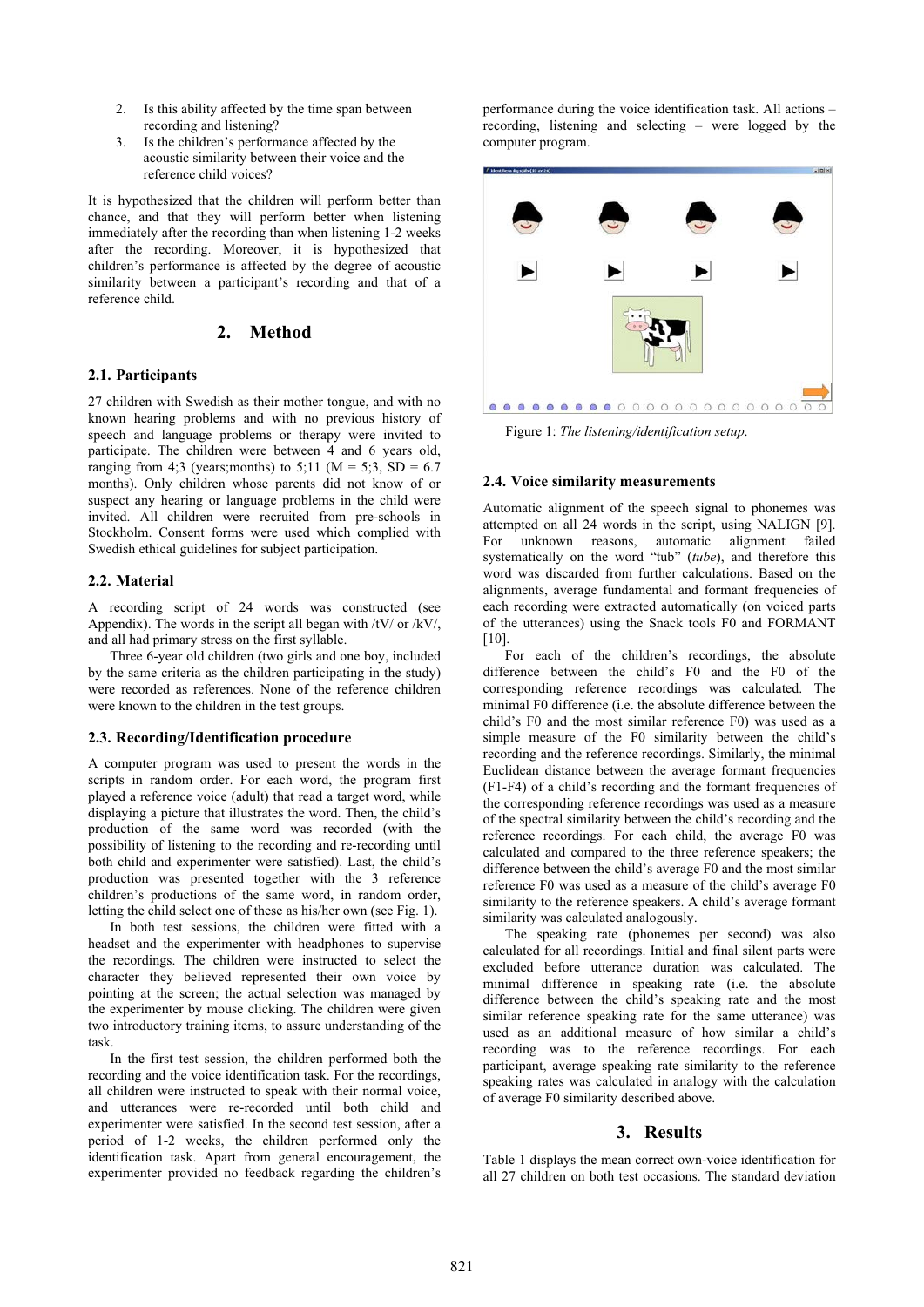2. Is this ability affected by the time span between recording and listening?
3. Is the children's performance affected by the acoustic similarity between their voice and the reference child voices?

It is hypothesized that the children will perform better than chance, and that they will perform better when listening immediately after the recording than when listening 1-2 weeks after the recording. Moreover, it is hypothesized that children's performance is affected by the degree of acoustic similarity between a participant's recording and that of a reference child.

## 2. Method

### 2.1. Participants

27 children with Swedish as their mother tongue, and with no known hearing problems and with no previous history of speech and language problems or therapy were invited to participate. The children were between 4 and 6 years old, ranging from 4;3 (years;months) to 5;11 (M = 5;3, SD = 6.7 months). Only children whose parents did not know of or suspect any hearing or language problems in the child were invited. All children were recruited from pre-schools in Stockholm. Consent forms were used which complied with Swedish ethical guidelines for subject participation.

### 2.2. Material

A recording script of 24 words was constructed (see Appendix). The words in the script all began with /tV/ or /kV/, and all had primary stress on the first syllable.

Three 6-year old children (two girls and one boy, included by the same criteria as the children participating in the study) were recorded as references. None of the reference children were known to the children in the test groups.

### 2.3. Recording/Identification procedure

A computer program was used to present the words in the scripts in random order. For each word, the program first played a reference voice (adult) that read a target word, while displaying a picture that illustrates the word. Then, the child's production of the same word was recorded (with the possibility of listening to the recording and re-recording until both child and experimenter were satisfied). Last, the child's production was presented together with the 3 reference children's productions of the same word, in random order, letting the child select one of these as his/her own (see Fig. 1).

In both test sessions, the children were fitted with a headset and the experimenter with headphones to supervise the recordings. The children were instructed to select the character they believed represented their own voice by pointing at the screen; the actual selection was managed by the experimenter by mouse clicking. The children were given two introductory training items, to assure understanding of the task.

In the first test session, the children performed both the recording and the voice identification task. For the recordings, all children were instructed to speak with their normal voice, and utterances were re-recorded until both child and experimenter were satisfied. In the second test session, after a period of 1-2 weeks, the children performed only the identification task. Apart from general encouragement, the experimenter provided no feedback regarding the children's performance during the voice identification task. All actions – recording, listening and selecting – were logged by the computer program.

Figure 1: *The listening/identification setup*.

### 2.4. Voice similarity measurements

Automatic alignment of the speech signal to phonemes was attempted on all 24 words in the script, using NALIGN [9]. For unknown reasons, automatic alignment failed systematically on the word "tub" (*tube*), and therefore this word was discarded from further calculations. Based on the alignments, average fundamental and formant frequencies of each recording were extracted automatically (on voiced parts of the utterances) using the Snack tools F0 and FORMANT [10].

For each of the children's recordings, the absolute difference between the child's F0 and the F0 of the corresponding reference recordings was calculated. The minimal F0 difference (i.e. the absolute difference between the child's F0 and the most similar reference F0) was used as a simple measure of the F0 similarity between the child's recording and the reference recordings. Similarly, the minimal Euclidean distance between the average formant frequencies (F1-F4) of a child's recording and the formant frequencies of the corresponding reference recordings was used as a measure of the spectral similarity between the child's recording and the reference recordings. For each child, the average F0 was calculated and compared to the three reference speakers; the difference between the child's average F0 and the most similar reference F0 was used as a measure of the child's average F0 similarity to the reference speakers. A child's average formant similarity was calculated analogously.

The speaking rate (phonemes per second) was also calculated for all recordings. Initial and final silent parts were excluded before utterance duration was calculated. The minimal difference in speaking rate (i.e. the absolute difference between the child's speaking rate and the most similar reference speaking rate for the same utterance) was used as an additional measure of how similar a child's recording was to the reference recordings. For each participant, average speaking rate similarity to the reference speaking rates was calculated in analogy with the calculation of average F0 similarity described above.

## 3. Results

Table 1 displays the mean correct own-voice identification for all 27 children on both test occasions. The standard deviation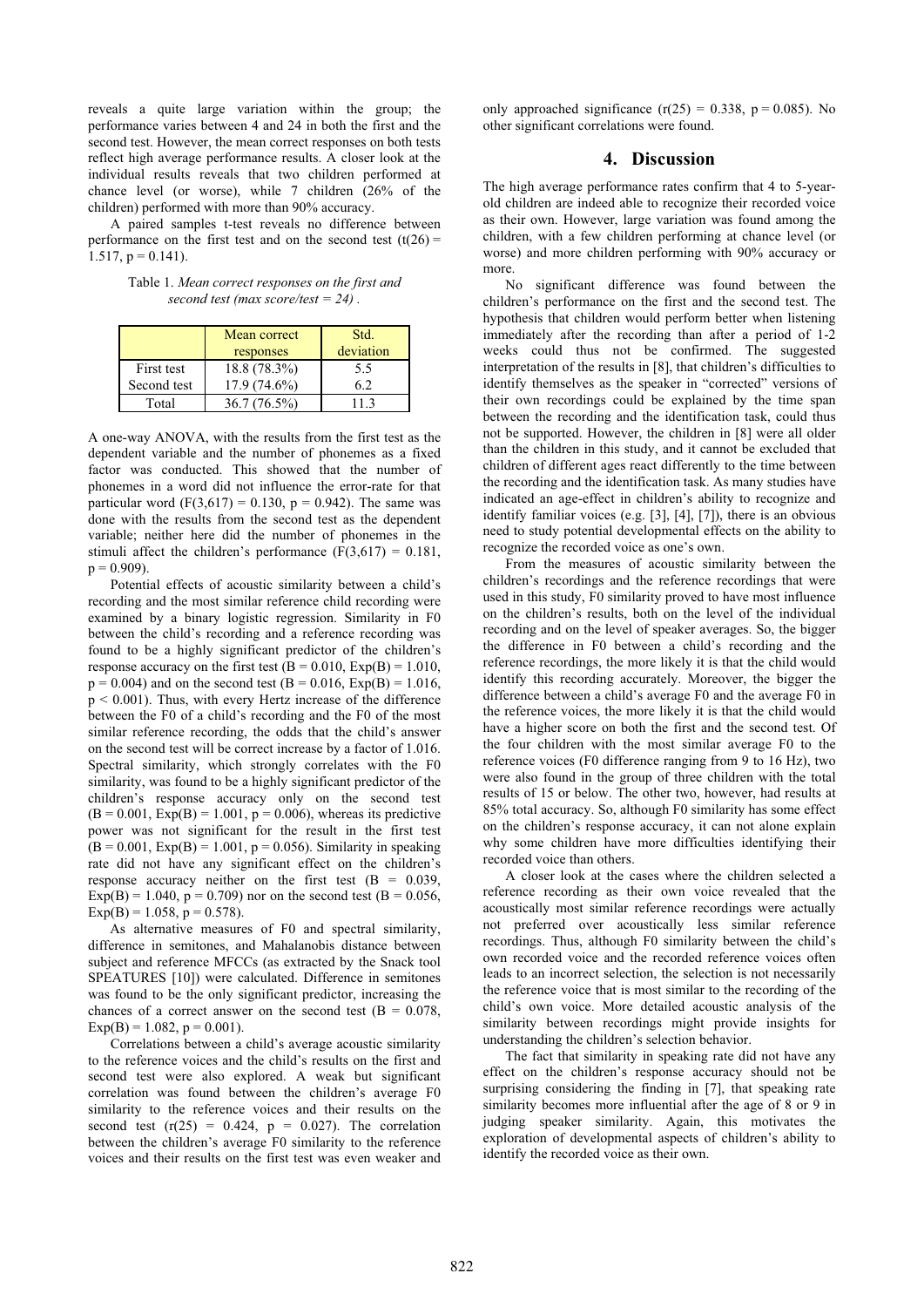reveals a quite large variation within the group; the performance varies between 4 and 24 in both the first and the second test. However, the mean correct responses on both tests reflect high average performance results. A closer look at the individual results reveals that two children performed at chance level (or worse), while 7 children (26% of the children) performed with more than 90% accuracy.

A paired samples t-test reveals no difference between performance on the first test and on the second test ($t(26) = 1.517$, $p = 0.141$).

Table 1. *Mean correct responses on the first and second test (max score/test = 24).*

| | Mean correct responses | Std. deviation |
|---|---|---|
| First test | 18.8 (78.3%) | 5.5 |
| Second test | 17.9 (74.6%) | 6.2 |
| Total | 36.7 (76.5%) | 11.3 |

A one-way ANOVA, with the results from the first test as the dependent variable and the number of phonemes as a fixed factor was conducted. This showed that the number of phonemes in a word did not influence the error-rate for that particular word ($F(3,617) = 0.130$, $p = 0.942$). The same was done with the results from the second test as the dependent variable; neither here did the number of phonemes in the stimuli affect the children's performance ($F(3,617) = 0.181$, $p = 0.909$).

Potential effects of acoustic similarity between a child's recording and the most similar reference child recording were examined by a binary logistic regression. Similarity in F0 between the child's recording and a reference recording was found to be a highly significant predictor of the children's response accuracy on the first test ($B = 0.010$, $Exp(B) = 1.010$, $p = 0.004$) and on the second test ($B = 0.016$, $Exp(B) = 1.016$, $p < 0.001$). Thus, with every Hertz increase of the difference between the F0 of a child's recording and the F0 of the most similar reference recording, the odds that the child's answer on the second test will be correct increase by a factor of 1.016. Spectral similarity, which strongly correlates with the F0 similarity, was found to be a highly significant predictor of the children's response accuracy only on the second test ($B = 0.001$, $Exp(B) = 1.001$, $p = 0.006$), whereas its predictive power was not significant for the result in the first test ($B = 0.001$, $Exp(B) = 1.001$, $p = 0.056$). Similarity in speaking rate did not have any significant effect on the children's response accuracy neither on the first test ($B = 0.039$, $Exp(B) = 1.040$, $p = 0.709$) nor on the second test ($B = 0.056$, $Exp(B) = 1.058$, $p = 0.578$).

As alternative measures of F0 and spectral similarity, difference in semitones, and Mahalanobis distance between subject and reference MFCCs (as extracted by the Snack tool SPEATURES [10]) were calculated. Difference in semitones was found to be the only significant predictor, increasing the chances of a correct answer on the second test ($B = 0.078$, $Exp(B) = 1.082$, $p = 0.001$).

Correlations between a child's average acoustic similarity to the reference voices and the child's results on the first and second test were also explored. A weak but significant correlation was found between the children's average F0 similarity to the reference voices and their results on the second test ($r(25) = 0.424$, $p = 0.027$). The correlation between the children's average F0 similarity to the reference voices and their results on the first test was even weaker and only approached significance ($r(25) = 0.338$, $p = 0.085$). No other significant correlations were found.

## 4. Discussion

The high average performance rates confirm that 4 to 5-year-old children are indeed able to recognize their recorded voice as their own. However, large variation was found among the children, with a few children performing at chance level (or worse) and more children performing with 90% accuracy or more.

No significant difference was found between the children's performance on the first and the second test. The hypothesis that children would perform better when listening immediately after the recording than after a period of 1-2 weeks could thus not be confirmed. The suggested interpretation of the results in [8], that children's difficulties to identify themselves as the speaker in "corrected" versions of their own recordings could be explained by the time span between the recording and the identification task, could thus not be supported. However, the children in [8] were all older than the children in this study, and it cannot be excluded that children of different ages react differently to the time between the recording and the identification task. As many studies have indicated an age-effect in children's ability to recognize and identify familiar voices (e.g. [3], [4], [7]), there is an obvious need to study potential developmental effects on the ability to recognize the recorded voice as one's own.

From the measures of acoustic similarity between the children's recordings and the reference recordings that were used in this study, F0 similarity proved to have most influence on the children's results, both on the level of the individual recording and on the level of speaker averages. So, the bigger the difference in F0 between a child's recording and the reference recordings, the more likely it is that the child would identify this recording accurately. Moreover, the bigger the difference between a child's average F0 and the average F0 in the reference voices, the more likely it is that the child would have a higher score on both the first and the second test. Of the four children with the most similar average F0 to the reference voices (F0 difference ranging from 9 to 16 Hz), two were also found in the group of three children with the total results of 15 or below. The other two, however, had results at 85% total accuracy. So, although F0 similarity has some effect on the children's response accuracy, it can not alone explain why some children have more difficulties identifying their recorded voice than others.

A closer look at the cases where the children selected a reference recording as their own voice revealed that the acoustically most similar reference recordings were actually not preferred over acoustically less similar reference recordings. Thus, although F0 similarity between the child's own recorded voice and the recorded reference voices often leads to an incorrect selection, the selection is not necessarily the reference voice that is most similar to the recording of the child's own voice. More detailed acoustic analysis of the similarity between recordings might provide insights for understanding the children's selection behavior.

The fact that similarity in speaking rate did not have any effect on the children's response accuracy should not be surprising considering the finding in [7], that speaking rate similarity becomes more influential after the age of 8 or 9 in judging speaker similarity. Again, this motivates the exploration of developmental aspects of children's ability to identify the recorded voice as their own.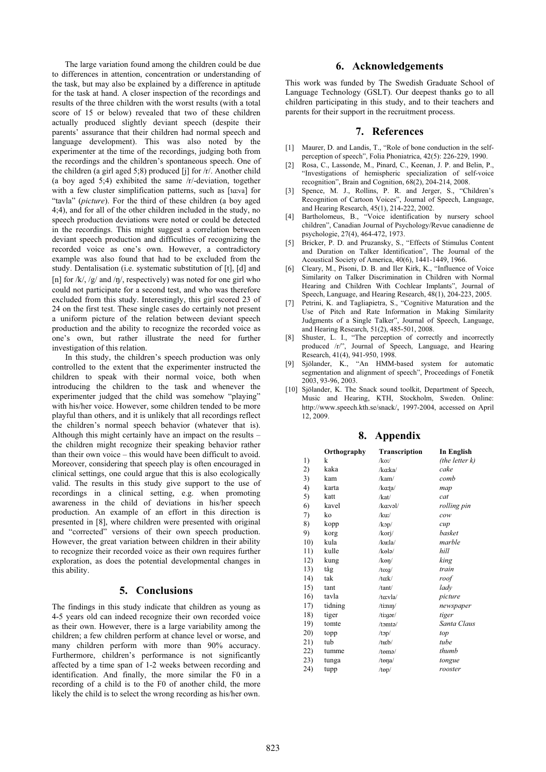The large variation found among the children could be due to differences in attention, concentration or understanding of the task, but may also be explained by a difference in aptitude for the task at hand. A closer inspection of the recordings and results of the three children with the worst results (with a total score of 15 or below) revealed that two of these children actually produced slightly deviant speech (despite their parents' assurance that their children had normal speech and language development). This was also noted by the experimenter at the time of the recordings, judging both from the recordings and the children's spontaneous speech. One of the children (a girl aged 5;8) produced [j] for /r/. Another child (a boy aged 5;4) exhibited the same /r/-deviation, together with a few cluster simplification patterns, such as [tɑːva] for "tavla" (*picture*). For the third of these children (a boy aged 4;4), and for all of the other children included in the study, no speech production deviations were noted or could be detected in the recordings. This might suggest a correlation between deviant speech production and difficulties of recognizing the recorded voice as one's own. However, a contradictory example was also found that had to be excluded from the study. Dentalisation (i.e. systematic substitution of [t], [d] and [n] for /k/, /g/ and /ŋ/, respectively) was noted for one girl who could not participate for a second test, and who was therefore excluded from this study. Interestingly, this girl scored 23 of 24 on the first test. These single cases do certainly not present a uniform picture of the relation between deviant speech production and the ability to recognize the recorded voice as one's own, but rather illustrate the need for further investigation of this relation.

In this study, the children's speech production was only controlled to the extent that the experimenter instructed the children to speak with their normal voice, both when introducing the children to the task and whenever the experimenter judged that the child was somehow "playing" with his/her voice. However, some children tended to be more playful than others, and it is unlikely that all recordings reflect the children's normal speech behavior (whatever that is). Although this might certainly have an impact on the results – the children might recognize their speaking behavior rather than their own voice – this would have been difficult to avoid. Moreover, considering that speech play is often encouraged in clinical settings, one could argue that this is also ecologically valid. The results in this study give support to the use of recordings in a clinical setting, e.g. when promoting awareness in the child of deviations in his/her speech production. An example of an effort in this direction is presented in [8], where children were presented with original and "corrected" versions of their own speech production. However, the great variation between children in their ability to recognize their recorded voice as their own requires further exploration, as does the potential developmental changes in this ability.

## 5. Conclusions

The findings in this study indicate that children as young as 4-5 years old can indeed recognize their own recorded voice as their own. However, there is a large variability among the children; a few children perform at chance level or worse, and many children perform with more than 90% accuracy. Furthermore, children's performance is not significantly affected by a time span of 1-2 weeks between recording and identification. And finally, the more similar the F0 in a recording of a child is to the F0 of another child, the more likely the child is to select the wrong recording as his/her own.

## 6. Acknowledgements

This work was funded by The Swedish Graduate School of Language Technology (GSLT). Our deepest thanks go to all children participating in this study, and to their teachers and parents for their support in the recruitment process.

## 7. References

[1] Maurer, D. and Landis, T., "Role of bone conduction in the self-perception of speech", Folia Phoniatrica, 42(5): 226-229, 1990.

[2] Rosa, C., Lassonde, M., Pinard, C., Keenan, J. P. and Belin, P., "Investigations of hemispheric specialization of self-voice recognition", Brain and Cognition, 68(2), 204-214, 2008.

[3] Spence, M. J., Rollins, P. R. and Jerger, S., "Children's Recognition of Cartoon Voices", Journal of Speech, Language, and Hearing Research, 45(1), 214-222, 2002.

[4] Bartholomeus, B., "Voice identification by nursery school children", Canadian Journal of Psychology/Revue canadienne de psychologie, 27(4), 464-472, 1973.

[5] Bricker, P. D. and Pruzansky, S., "Effects of Stimulus Content and Duration on Talker Identification", The Journal of the Acoustical Society of America, 40(6), 1441-1449, 1966.

[6] Cleary, M., Pisoni, D. B. and Iler Kirk, K., "Influence of Voice Similarity on Talker Discrimination in Children with Normal Hearing and Children With Cochlear Implants", Journal of Speech, Language, and Hearing Research, 48(1), 204-223, 2005.

[7] Petrini, K. and Tagliapietra, S., "Cognitive Maturation and the Use of Pitch and Rate Information in Making Similarity Judgments of a Single Talker", Journal of Speech, Language, and Hearing Research, 51(2), 485-501, 2008.

[8] Shuster, L. I., "The perception of correctly and incorrectly produced /r/", Journal of Speech, Language, and Hearing Research, 41(4), 941-950, 1998.

[9] Sjölander, K., "An HMM-based system for automatic segmentation and alignment of speech", Proceedings of Fonetik 2003, 93-96, 2003.

[10] Sjölander, K. The Snack sound toolkit, Department of Speech, Music and Hearing, KTH, Stockholm, Sweden. Online: http://www.speech.kth.se/snack/, 1997-2004, accessed on April 12, 2009.

## 8. Appendix

| | Orthography | Transcription | In English |
|---|---|---|---|
| 1) | k | /koː/ | *(the letter k)* |
| 2) | kaka | /kɑːka/ | *cake* |
| 3) | kam | /kam/ | *comb* |
| 4) | karta | /kɑːʈa/ | *map* |
| 5) | katt | /kat/ | *cat* |
| 6) | kavel | /kɑːvəl/ | *rolling pin* |
| 7) | ko | /kuː/ | *cow* |
| 8) | kopp | /kɔp/ | *cup* |
| 9) | korg | /korj/ | *basket* |
| 10) | kula | /kʉːla/ | *marble* |
| 11) | kulle | /kɵlə/ | *hill* |
| 12) | kung | /kɵŋ/ | *king* |
| 13) | tåg | /toːg/ | *train* |
| 14) | tak | /tɑːk/ | *roof* |
| 15) | tant | /tant/ | *lady* |
| 16) | tavla | /tɑːvla/ | *picture* |
| 17) | tidning | /tiːnɪŋ/ | *newspaper* |
| 18) | tiger | /tiːgər/ | *tiger* |
| 19) | tomte | /tɔmtə/ | *Santa Claus* |
| 20) | topp | /tɔp/ | *top* |
| 21) | tub | /tʉːb/ | *tube* |
| 22) | tumme | /tɵmə/ | *thumb* |
| 23) | tunga | /tɵŋa/ | *tongue* |
| 24) | tupp | /tɵp/ | *rooster* |